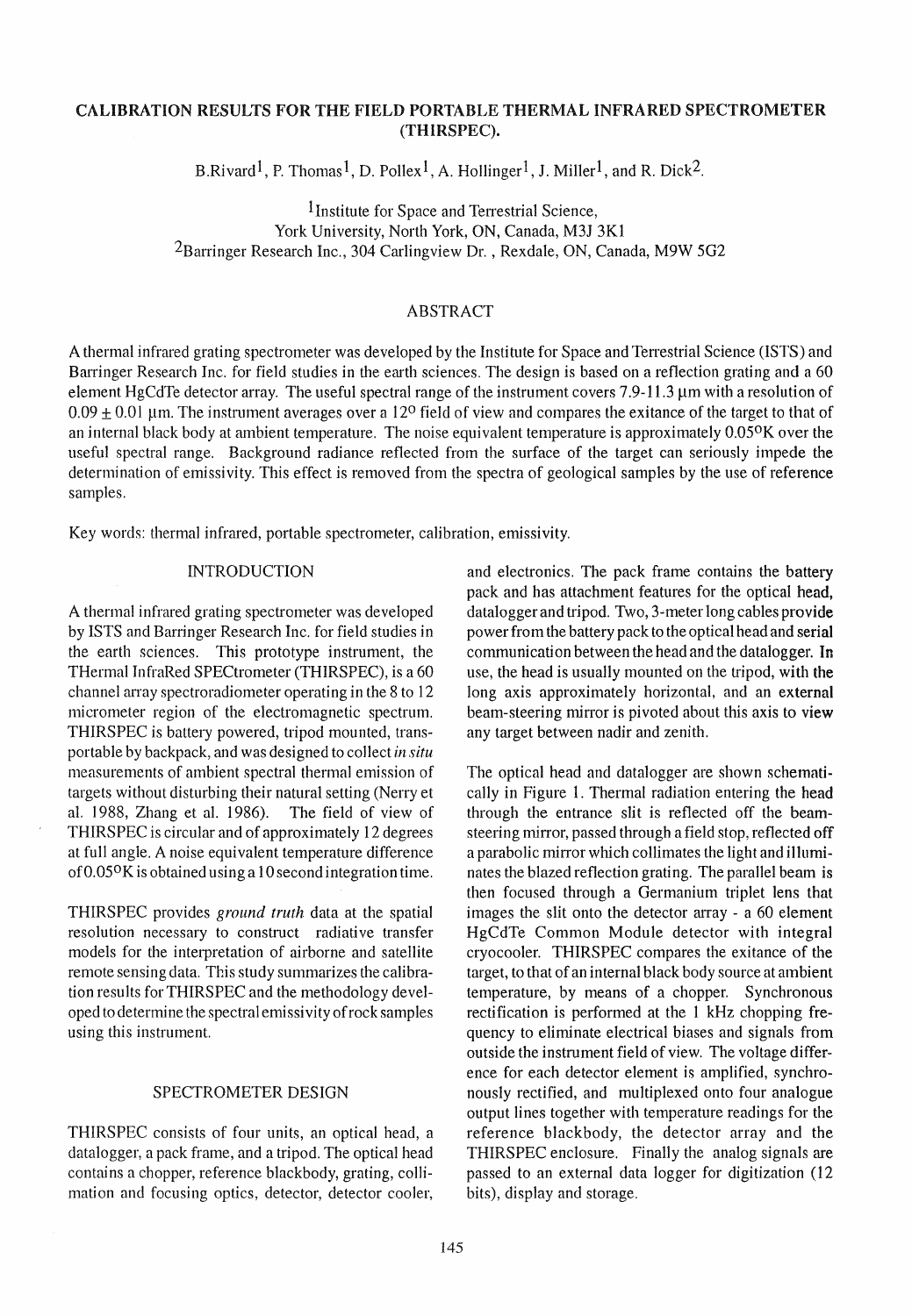# CALIBRATION RESULTS FOR THE FIELD PORTABLE THERMAL INFRARED SPECTROMETER (THIRSPEC).

B.Rivard[1], P. Thomas[1], D. Pollex[1], A. Hollinger[1], J. Miller[1], and R. Dick[2].

[1]Institute for Space and Terrestrial Science,
York University, North York, ON, Canada, M3J 3K1
[2]Barringer Research Inc., 304 Carlingview Dr. , Rexdale, ON, Canada, M9W 5G2

## ABSTRACT

A thermal infrared grating spectrometer was developed by the Institute for Space and Terrestrial Science (ISTS) and Barringer Research Inc. for field studies in the earth sciences. The design is based on a reflection grating and a 60 element HgCdTe detector array. The useful spectral range of the instrument covers 7.9-11.3 μm with a resolution of $0.09 \pm 0.01$ μm. The instrument averages over a 12° field of view and compares the exitance of the target to that of an internal black body at ambient temperature. The noise equivalent temperature is approximately 0.05°K over the useful spectral range. Background radiance reflected from the surface of the target can seriously impede the determination of emissivity. This effect is removed from the spectra of geological samples by the use of reference samples.

Key words: thermal infrared, portable spectrometer, calibration, emissivity.

## INTRODUCTION

A thermal infrared grating spectrometer was developed by ISTS and Barringer Research Inc. for field studies in the earth sciences. This prototype instrument, the THermal InfraRed SPECtrometer (THIRSPEC), is a 60 channel array spectroradiometer operating in the 8 to 12 micrometer region of the electromagnetic spectrum. THIRSPEC is battery powered, tripod mounted, transportable by backpack, and was designed to collect *in situ* measurements of ambient spectral thermal emission of targets without disturbing their natural setting (Nerry et al. 1988, Zhang et al. 1986). The field of view of THIRSPEC is circular and of approximately 12 degrees at full angle. A noise equivalent temperature difference of 0.05°K is obtained using a 10 second integration time.

THIRSPEC provides *ground truth* data at the spatial resolution necessary to construct radiative transfer models for the interpretation of airborne and satellite remote sensing data. This study summarizes the calibration results for THIRSPEC and the methodology developed to determine the spectral emissivity of rock samples using this instrument.

## SPECTROMETER DESIGN

THIRSPEC consists of four units, an optical head, a datalogger, a pack frame, and a tripod. The optical head contains a chopper, reference blackbody, grating, collimation and focusing optics, detector, detector cooler, and electronics. The pack frame contains the battery pack and has attachment features for the optical head, datalogger and tripod. Two, 3-meter long cables provide power from the battery pack to the optical head and serial communication between the head and the datalogger. In use, the head is usually mounted on the tripod, with the long axis approximately horizontal, and an external beam-steering mirror is pivoted about this axis to view any target between nadir and zenith.

The optical head and datalogger are shown schematically in Figure 1. Thermal radiation entering the head through the entrance slit is reflected off the beam-steering mirror, passed through a field stop, reflected off a parabolic mirror which collimates the light and illuminates the blazed reflection grating. The parallel beam is then focused through a Germanium triplet lens that images the slit onto the detector array - a 60 element HgCdTe Common Module detector with integral cryocooler. THIRSPEC compares the exitance of the target, to that of an internal black body source at ambient temperature, by means of a chopper. Synchronous rectification is performed at the 1 kHz chopping frequency to eliminate electrical biases and signals from outside the instrument field of view. The voltage difference for each detector element is amplified, synchronously rectified, and multiplexed onto four analogue output lines together with temperature readings for the reference blackbody, the detector array and the THIRSPEC enclosure. Finally the analog signals are passed to an external data logger for digitization (12 bits), display and storage.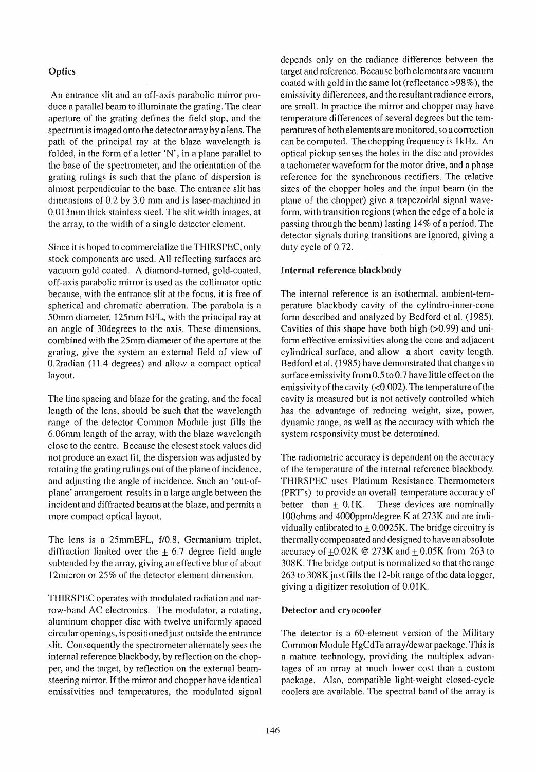### Optics

An entrance slit and an off-axis parabolic mirror produce a parallel beam to illuminate the grating. The clear aperture of the grating defines the field stop, and the spectrum is imaged onto the detector array by a lens. The path of the principal ray at the blaze wavelength is folded, in the form of a letter 'N', in a plane parallel to the base of the spectrometer, and the orientation of the grating rulings is such that the plane of dispersion is almost perpendicular to the base. The entrance slit has dimensions of 0.2 by 3.0 mm and is laser-machined in 0.013mm thick stainless steel. The slit width images, at the array, to the width of a single detector element.

Since it is hoped to commercialize the THIRSPEC, only stock components are used. All reflecting surfaces are vacuum gold coated. A diamond-turned, gold-coated, off-axis parabolic mirror is used as the collimator optic because, with the entrance slit at the focus, it is free of spherical and chromatic aberration. The parabola is a 50mm diameter, 125mm EFL, with the principal ray at an angle of 30degrees to the axis. These dimensions, combined with the 25mm diameter of the aperture at the grating, give the system an external field of view of 0.2radian (11.4 degrees) and allow a compact optical layout.

The line spacing and blaze for the grating, and the focal length of the lens, should be such that the wavelength range of the detector Common Module just fills the 6.06mm length of the array, with the blaze wavelength close to the centre. Because the closest stock values did not produce an exact fit, the dispersion was adjusted by rotating the grating rulings out of the plane of incidence, and adjusting the angle of incidence. Such an 'out-of-plane' arrangement results in a large angle between the incident and diffracted beams at the blaze, and permits a more compact optical layout.

The lens is a 25mmEFL, f/0.8, Germanium triplet, diffraction limited over the $\pm$ 6.7 degree field angle subtended by the array, giving an effective blur of about 12micron or 25% of the detector element dimension.

THIRSPEC operates with modulated radiation and narrow-band AC electronics. The modulator, a rotating, aluminum chopper disc with twelve uniformly spaced circular openings, is positioned just outside the entrance slit. Consequently the spectrometer alternately sees the internal reference blackbody, by reflection on the chopper, and the target, by reflection on the external beam-steering mirror. If the mirror and chopper have identical emissivities and temperatures, the modulated signal depends only on the radiance difference between the target and reference. Because both elements are vacuum coated with gold in the same lot (reflectance >98%), the emissivity differences, and the resultant radiance errors, are small. In practice the mirror and chopper may have temperature differences of several degrees but the temperatures of both elements are monitored, so a correction can be computed. The chopping frequency is 1kHz. An optical pickup senses the holes in the disc and provides a tachometer waveform for the motor drive, and a phase reference for the synchronous rectifiers. The relative sizes of the chopper holes and the input beam (in the plane of the chopper) give a trapezoidal signal waveform, with transition regions (when the edge of a hole is passing through the beam) lasting 14% of a period. The detector signals during transitions are ignored, giving a duty cycle of 0.72.

### Internal reference blackbody

The internal reference is an isothermal, ambient-temperature blackbody cavity of the cylindro-inner-cone form described and analyzed by Bedford et al. (1985). Cavities of this shape have both high (>0.99) and uniform effective emissivities along the cone and adjacent cylindrical surface, and allow a short cavity length. Bedford et al. (1985) have demonstrated that changes in surface emissivity from 0.5 to 0.7 have little effect on the emissivity of the cavity (<0.002). The temperature of the cavity is measured but is not actively controlled which has the advantage of reducing weight, size, power, dynamic range, as well as the accuracy with which the system responsivity must be determined.

The radiometric accuracy is dependent on the accuracy of the temperature of the internal reference blackbody. THIRSPEC uses Platinum Resistance Thermometers (PRT's) to provide an overall temperature accuracy of better than $\pm$ 0.1K. These devices are nominally 100ohms and 4000ppm/degree K at 273K and are individually calibrated to $\pm$ 0.0025K. The bridge circuitry is thermally compensated and designed to have an absolute accuracy of $\pm$0.02K @ 273K and $\pm$ 0.05K from 263 to 308K. The bridge output is normalized so that the range 263 to 308K just fills the 12-bit range of the data logger, giving a digitizer resolution of 0.01K.

### Detector and cryocooler

The detector is a 60-element version of the Military Common Module HgCdTe array/dewar package. This is a mature technology, providing the multiplex advantages of an array at much lower cost than a custom package. Also, compatible light-weight closed-cycle coolers are available. The spectral band of the array is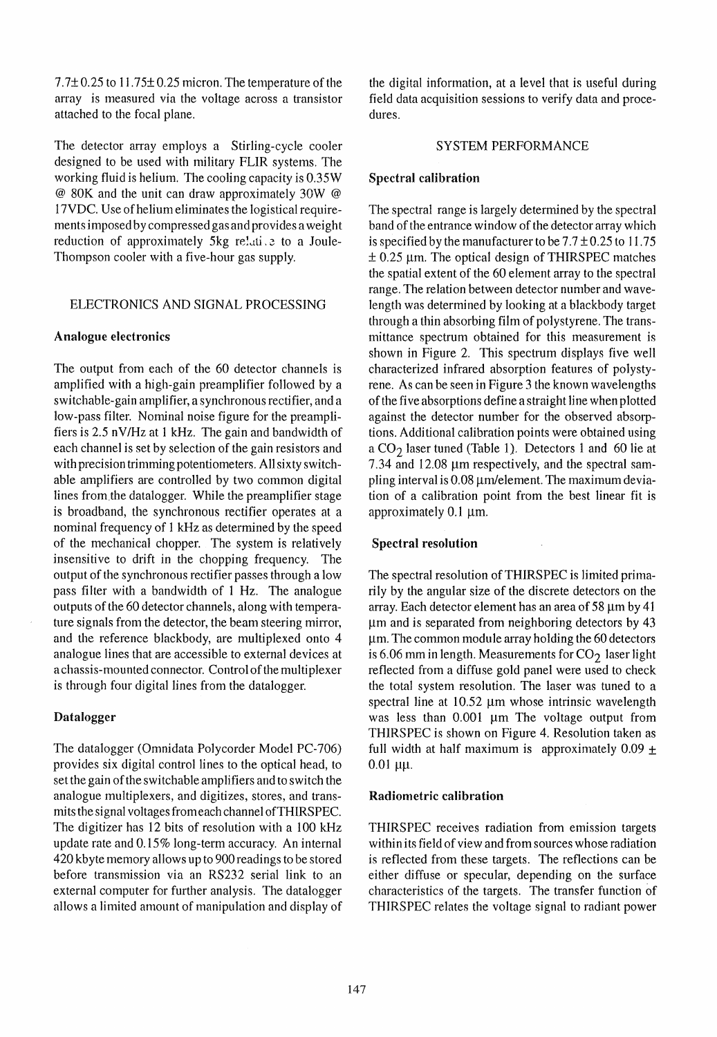7.7± 0.25 to 11.75± 0.25 micron. The temperature of the array is measured via the voltage across a transistor attached to the focal plane.

The detector array employs a Stirling-cycle cooler designed to be used with military FLIR systems. The working fluid is helium. The cooling capacity is 0.35W @ 80K and the unit can draw approximately 30W @ 17VDC. Use of helium eliminates the logistical requirements imposed by compressed gas and provides a weight reduction of approximately 5kg relative to a Joule-Thompson cooler with a five-hour gas supply.

## ELECTRONICS AND SIGNAL PROCESSING

### Analogue electronics

The output from each of the 60 detector channels is amplified with a high-gain preamplifier followed by a switchable-gain amplifier, a synchronous rectifier, and a low-pass filter. Nominal noise figure for the preamplifiers is 2.5 nV/Hz at 1 kHz. The gain and bandwidth of each channel is set by selection of the gain resistors and with precision trimming potentiometers. All sixty switchable amplifiers are controlled by two common digital lines from the datalogger. While the preamplifier stage is broadband, the synchronous rectifier operates at a nominal frequency of 1 kHz as determined by the speed of the mechanical chopper. The system is relatively insensitive to drift in the chopping frequency. The output of the synchronous rectifier passes through a low pass filter with a bandwidth of 1 Hz. The analogue outputs of the 60 detector channels, along with temperature signals from the detector, the beam steering mirror, and the reference blackbody, are multiplexed onto 4 analogue lines that are accessible to external devices at a chassis-mounted connector. Control of the multiplexer is through four digital lines from the datalogger.

### Datalogger

The datalogger (Omnidata Polycorder Model PC-706) provides six digital control lines to the optical head, to set the gain of the switchable amplifiers and to switch the analogue multiplexers, and digitizes, stores, and transmits the signal voltages from each channel of THIRSPEC. The digitizer has 12 bits of resolution with a 100 kHz update rate and 0.15% long-term accuracy. An internal 420 kbyte memory allows up to 900 readings to be stored before transmission via an RS232 serial link to an external computer for further analysis. The datalogger allows a limited amount of manipulation and display of the digital information, at a level that is useful during field data acquisition sessions to verify data and procedures.

## SYSTEM PERFORMANCE

### Spectral calibration

The spectral range is largely determined by the spectral band of the entrance window of the detector array which is specified by the manufacturer to be 7.7 ± 0.25 to 11.75 ± 0.25 µm. The optical design of THIRSPEC matches the spatial extent of the 60 element array to the spectral range. The relation between detector number and wavelength was determined by looking at a blackbody target through a thin absorbing film of polystyrene. The transmittance spectrum obtained for this measurement is shown in Figure 2. This spectrum displays five well characterized infrared absorption features of polystyrene. As can be seen in Figure 3 the known wavelengths of the five absorptions define a straight line when plotted against the detector number for the observed absorptions. Additional calibration points were obtained using a $CO_2$ laser tuned (Table 1). Detectors 1 and 60 lie at 7.34 and 12.08 µm respectively, and the spectral sampling interval is 0.08 µm/element. The maximum deviation of a calibration point from the best linear fit is approximately 0.1 µm.

### Spectral resolution

The spectral resolution of THIRSPEC is limited primarily by the angular size of the discrete detectors on the array. Each detector element has an area of 58 µm by 41 µm and is separated from neighboring detectors by 43 µm. The common module array holding the 60 detectors is 6.06 mm in length. Measurements for $CO_2$ laser light reflected from a diffuse gold panel were used to check the total system resolution. The laser was tuned to a spectral line at 10.52 µm whose intrinsic wavelength was less than 0.001 µm The voltage output from THIRSPEC is shown on Figure 4. Resolution taken as full width at half maximum is approximately 0.09 ± 0.01 µµ.

### Radiometric calibration

THIRSPEC receives radiation from emission targets within its field of view and from sources whose radiation is reflected from these targets. The reflections can be either diffuse or specular, depending on the surface characteristics of the targets. The transfer function of THIRSPEC relates the voltage signal to radiant power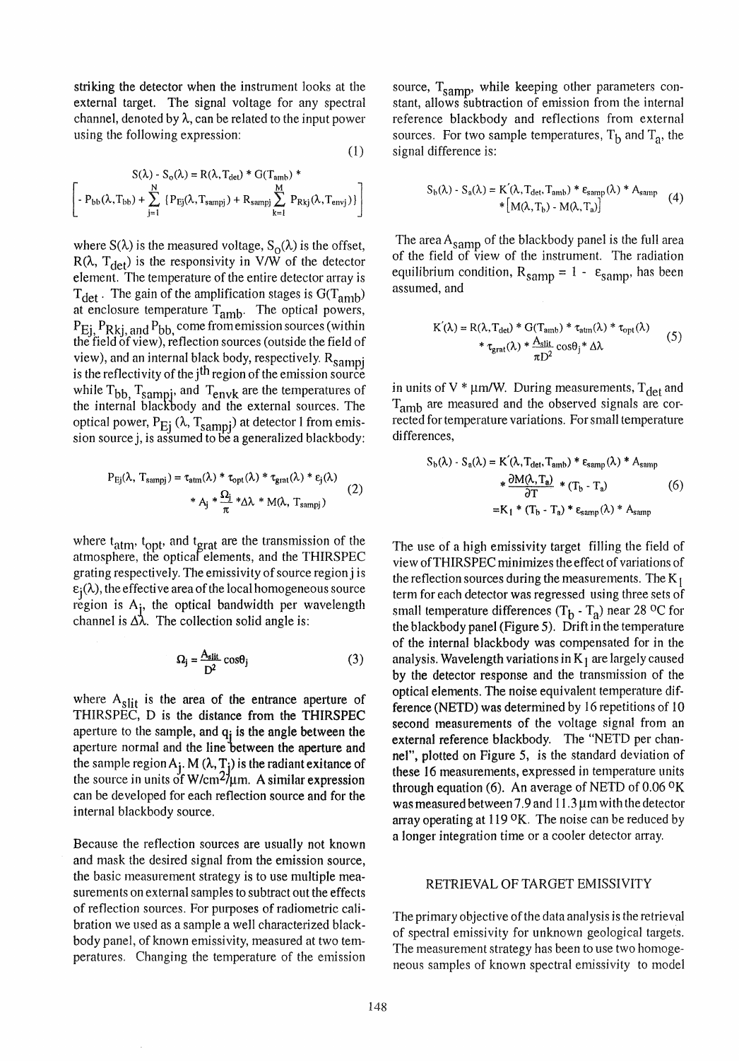striking the detector when the instrument looks at the external target. The signal voltage for any spectral channel, denoted by $\lambda$, can be related to the input power using the following expression:

$$S(\lambda) - S_o(\lambda) = R(\lambda, T_{det}) * G(T_{amb}) * \left[ - P_{bb}(\lambda, T_{bb}) + \sum_{j=1}^{N} \{P_{Ej}(\lambda, T_{sampj}) + R_{sampj} \sum_{k=1}^{M} P_{Rkj}(\lambda, T_{envj})\} \right] \tag{1}$$

where $S(\lambda)$ is the measured voltage, $S_o(\lambda)$ is the offset, $R(\lambda, T_{det})$ is the responsivity in V/W of the detector element. The temperature of the entire detector array is $T_{det}$. The gain of the amplification stages is $G(T_{amb})$ at enclosure temperature $T_{amb}$. The optical powers, $P_{Ej}$, $P_{Rkj}$, and $P_{bb}$, come from emission sources (within the field of view), reflection sources (outside the field of view), and an internal black body, respectively. $R_{sampj}$ is the reflectivity of the $j^{th}$ region of the emission source while $T_{bb}$, $T_{sampj}$, and $T_{envk}$ are the temperatures of the internal blackbody and the external sources. The optical power, $P_{Ej}(\lambda, T_{sampj})$ at detector l from emission source j, is assumed to be a generalized blackbody:

$$P_{Ej}(\lambda, T_{sampj}) = \tau_{atm}(\lambda) * \tau_{opt}(\lambda) * \tau_{grat}(\lambda) * \varepsilon_j(\lambda) * A_j * \frac{\Omega_j}{\pi} * \Delta\lambda * M(\lambda, T_{sampj}) \tag{2}$$

where $t_{atm}$, $t_{opt}$, and $t_{grat}$ are the transmission of the atmosphere, the optical elements, and the THIRSPEC grating respectively. The emissivity of source region j is $\varepsilon_j(\lambda)$, the effective area of the local homogeneous source region is $A_j$, the optical bandwidth per wavelength channel is $\Delta\lambda$. The collection solid angle is:

$$\Omega_j = \frac{A_{slit}}{D^2} \cos\theta_j \tag{3}$$

where $A_{slit}$ is the area of the entrance aperture of THIRSPEC, D is the distance from the THIRSPEC aperture to the sample, and $q_j$ is the angle between the aperture normal and the line between the aperture and the sample region $A_j$. $M(\lambda, T_j)$ is the radiant exitance of the source in units of W/cm$^2$/μm. A similar expression can be developed for each reflection source and for the internal blackbody source.

Because the reflection sources are usually not known and mask the desired signal from the emission source, the basic measurement strategy is to use multiple measurements on external samples to subtract out the effects of reflection sources. For purposes of radiometric calibration we used as a sample a well characterized blackbody panel, of known emissivity, measured at two temperatures. Changing the temperature of the emission source, $T_{samp}$, while keeping other parameters constant, allows subtraction of emission from the internal reference blackbody and reflections from external sources. For two sample temperatures, $T_b$ and $T_a$, the signal difference is:

$$S_b(\lambda) - S_a(\lambda) = K'(\lambda, T_{det}, T_{amb}) * \varepsilon_{samp}(\lambda) * A_{samp} * [M(\lambda, T_b) - M(\lambda, T_a)] \tag{4}$$

The area $A_{samp}$ of the blackbody panel is the full area of the field of view of the instrument. The radiation equilibrium condition, $R_{samp} = 1 - \varepsilon_{samp}$, has been assumed, and

$$K'(\lambda) = R(\lambda, T_{det}) * G(T_{amb}) * \tau_{atm}(\lambda) * \tau_{opt}(\lambda) * \tau_{grat}(\lambda) * \frac{A_{slit}}{\pi D^2} \cos\theta_j * \Delta\lambda \tag{5}$$

in units of V * μm/W. During measurements, $T_{det}$ and $T_{amb}$ are measured and the observed signals are corrected for temperature variations. For small temperature differences,

$$\begin{aligned} S_b(\lambda) - S_a(\lambda) &= K'(\lambda, T_{det}, T_{amb}) * \varepsilon_{samp}(\lambda) * A_{samp} * \frac{\partial M(\lambda, T_a)}{\partial T} * (T_b - T_a) \\ &= K_l * (T_b - T_a) * \varepsilon_{samp}(\lambda) * A_{samp} \end{aligned} \tag{6}$$

The use of a high emissivity target filling the field of view of THIRSPEC minimizes the effect of variations of the reflection sources during the measurements. The $K_l$ term for each detector was regressed using three sets of small temperature differences $(T_b - T_a)$ near 28 °C for the blackbody panel (Figure 5). Drift in the temperature of the internal blackbody was compensated for in the analysis. Wavelength variations in $K_l$ are largely caused by the detector response and the transmission of the optical elements. The noise equivalent temperature difference (NETD) was determined by 16 repetitions of 10 second measurements of the voltage signal from an external reference blackbody. The "NETD per channel", plotted on Figure 5, is the standard deviation of these 16 measurements, expressed in temperature units through equation (6). An average of NETD of 0.06 °K was measured between 7.9 and 11.3 μm with the detector array operating at 119 °K. The noise can be reduced by a longer integration time or a cooler detector array.

## RETRIEVAL OF TARGET EMISSIVITY

The primary objective of the data analysis is the retrieval of spectral emissivity for unknown geological targets. The measurement strategy has been to use two homogeneous samples of known spectral emissivity to model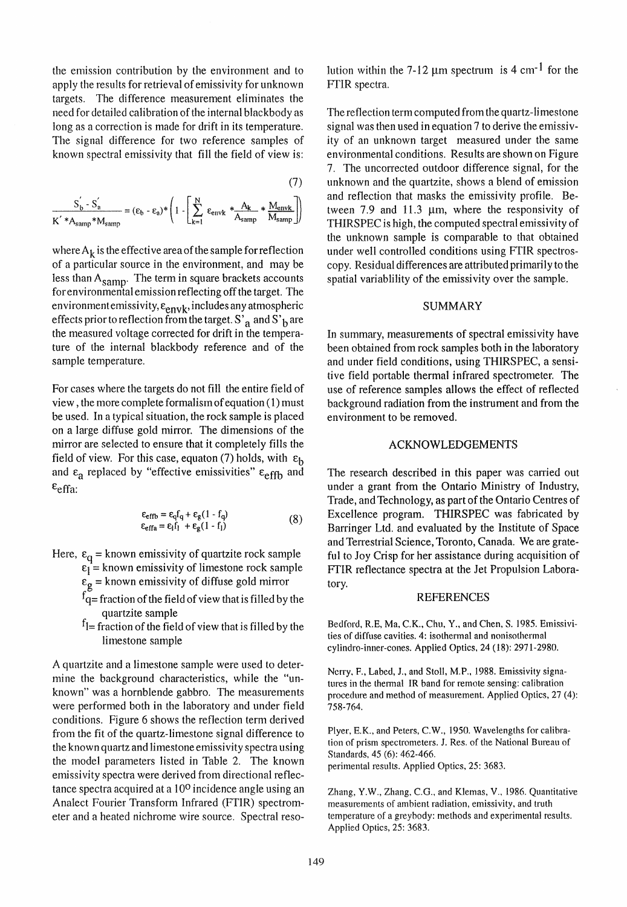the emission contribution by the environment and to apply the results for retrieval of emissivity for unknown targets. The difference measurement eliminates the need for detailed calibration of the internal blackbody as long as a correction is made for drift in its temperature. The signal difference for two reference samples of known spectral emissivity that fill the field of view is:

$$\frac{S'_b - S'_a}{K' * A_{samp} * M_{samp}} = (\varepsilon_b - \varepsilon_a) * \left( 1 - \left[ \sum_{k=1}^{N} \varepsilon_{envk} * \frac{A_k}{A_{samp}} * \frac{M_{envk}}{M_{samp}} \right] \right) \tag{7}$$

where $A_k$ is the effective area of the sample for reflection of a particular source in the environment, and may be less than $A_{samp}$. The term in square brackets accounts for environmental emission reflecting off the target. The environment emissivity, $\varepsilon_{envk}$, includes any atmospheric effects prior to reflection from the target. $S'_a$ and $S'_b$ are the measured voltage corrected for drift in the temperature of the internal blackbody reference and of the sample temperature.

For cases where the targets do not fill the entire field of view, the more complete formalism of equation (1) must be used. In a typical situation, the rock sample is placed on a large diffuse gold mirror. The dimensions of the mirror are selected to ensure that it completely fills the field of view. For this case, equaton (7) holds, with $\varepsilon_b$ and $\varepsilon_a$ replaced by "effective emissivities" $\varepsilon_{effb}$ and $\varepsilon_{effa}$:

$$\begin{aligned} \varepsilon_{effb} &= \varepsilon_q f_q + \varepsilon_g (1 - f_q) \\ \varepsilon_{effa} &= \varepsilon_l f_l + \varepsilon_g (1 - f_l) \end{aligned} \tag{8}$$

Here, $\varepsilon_q$ = known emissivity of quartzite rock sample
$\varepsilon_l$ = known emissivity of limestone rock sample
$\varepsilon_g$ = known emissivity of diffuse gold mirror
$f_q$ = fraction of the field of view that is filled by the quartzite sample
$f_l$ = fraction of the field of view that is filled by the limestone sample

A quartzite and a limestone sample were used to determine the background characteristics, while the "unknown" was a hornblende gabbro. The measurements were performed both in the laboratory and under field conditions. Figure 6 shows the reflection term derived from the fit of the quartz-limestone signal difference to the known quartz and limestone emissivity spectra using the model parameters listed in Table 2. The known emissivity spectra were derived from directional reflectance spectra acquired at a $10°$ incidence angle using an Analect Fourier Transform Infrared (FTIR) spectrometer and a heated nichrome wire source. Spectral resolution within the 7-12 μm spectrum is 4 $cm^{-1}$ for the FTIR spectra.

The reflection term computed from the quartz-limestone signal was then used in equation 7 to derive the emissivity of an unknown target measured under the same environmental conditions. Results are shown on Figure 7. The uncorrected outdoor difference signal, for the unknown and the quartzite, shows a blend of emission and reflection that masks the emissivity profile. Between 7.9 and 11.3 μm, where the responsivity of THIRSPEC is high, the computed spectral emissivity of the unknown sample is comparable to that obtained under well controlled conditions using FTIR spectroscopy. Residual differences are attributed primarily to the spatial variablility of the emissivity over the sample.

## SUMMARY

In summary, measurements of spectral emissivity have been obtained from rock samples both in the laboratory and under field conditions, using THIRSPEC, a sensitive field portable thermal infrared spectrometer. The use of reference samples allows the effect of reflected background radiation from the instrument and from the environment to be removed.

## ACKNOWLEDGEMENTS

The research described in this paper was carried out under a grant from the Ontario Ministry of Industry, Trade, and Technology, as part of the Ontario Centres of Excellence program. THIRSPEC was fabricated by Barringer Ltd. and evaluated by the Institute of Space and Terrestrial Science, Toronto, Canada. We are grateful to Joy Crisp for her assistance during acquisition of FTIR reflectance spectra at the Jet Propulsion Laboratory.

## REFERENCES

Bedford, R.E, Ma, C.K., Chu, Y., and Chen, S. 1985. Emissivities of diffuse cavities. 4: isothermal and nonisothermal cylindro-inner-cones. Applied Optics, 24 (18): 2971-2980.

Nerry, F., Labed, J., and Stoll, M.P., 1988. Emissivity signatures in the thermal IR band for remote sensing: calibration procedure and method of measurement. Applied Optics, 27 (4): 758-764.

Plyer, E.K., and Peters, C.W., 1950. Wavelengths for calibration of prism spectrometers. J. Res. of the National Bureau of Standards, 45 (6): 462-466.
perimental results. Applied Optics, 25: 3683.

Zhang, Y.W., Zhang, C.G., and Klemas, V., 1986. Quantitative measurements of ambient radiation, emissivity, and truth temperature of a greybody: methods and experimental results. Applied Optics, 25: 3683.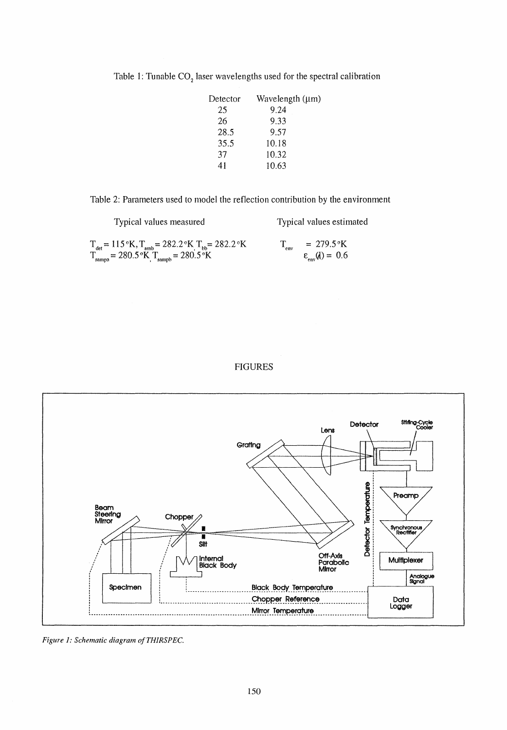Table 1: Tunable $CO_2$ laser wavelengths used for the spectral calibration

| Detector | Wavelength (μm) |
|---|---|
| 25 | 9.24 |
| 26 | 9.33 |
| 28.5 | 9.57 |
| 35.5 | 10.18 |
| 37 | 10.32 |
| 41 | 10.63 |

Table 2: Parameters used to model the reflection contribution by the environment

| Typical values measured | Typical values estimated |
|---|---|
| $T_{det}$ = 115 °K, $T_{amb}$ = 282.2 °K, $T_{bb}$ = 282.2 °K | $T_{env}$ = 279.5 °K |
| $T_{sampa}$ = 280.5 °K, $T_{sampb}$ = 280.5 °K | $\varepsilon_{env}(\lambda)$ = 0.6 |

FIGURES

*Figure 1: Schematic diagram of THIRSPEC.*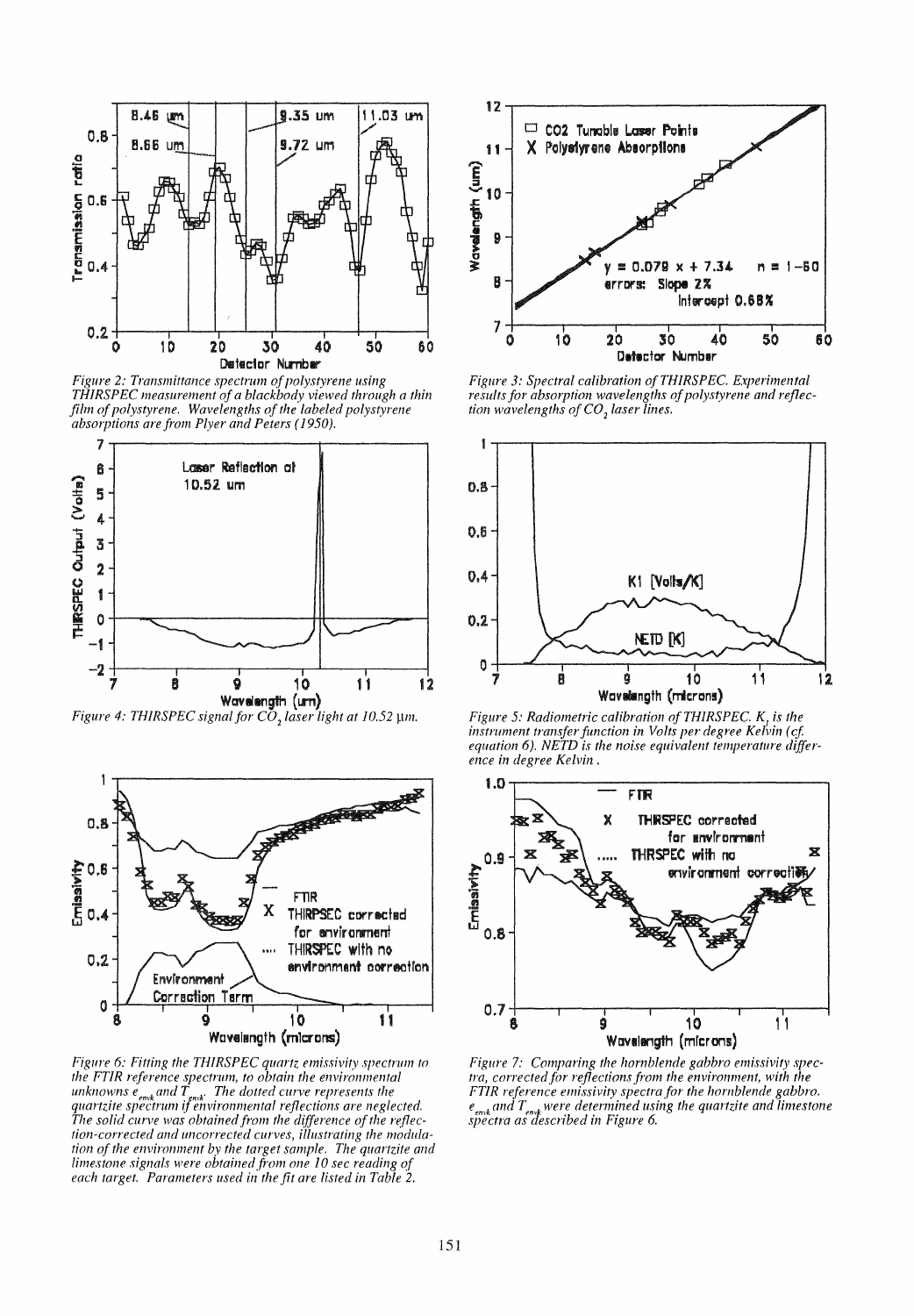8.46 um
8.66 um
9.35 um
9.72 um
11.03 um

Transmission ratio

Detector Number

*Figure 2: Transmittance spectrum of polystyrene using THIRSPEC measurement of a blackbody viewed through a thin film of polystyrene. Wavelengths of the labeled polystyrene absorptions are from Plyer and Peters (1950).*

CO2 Tunable Laser Points
X Polystyrene Absorptions

y = 0.079 x + 7.34  n = 1–60
errors: Slope 2%
Intercept 0.68%

Wavelength (um)

Detector Number

*Figure 3: Spectral calibration of THIRSPEC. Experimental results for absorption wavelengths of polystyrene and reflection wavelengths of $CO_2$ laser lines.*

Laser Reflection at 10.52 um

THIRSPEC Output (Volts)

Wavelength (um)

*Figure 4: THIRSPEC signal for $CO_2$ laser light at 10.52 μm.*

K1 [Volts/K]

NETD [K]

Wavelength (microns)

*Figure 5: Radiometric calibration of THIRSPEC. $K_1$ is the instrument transfer function in Volts per degree Kelvin (cf. equation 6). NETD is the noise equivalent temperature difference in degree Kelvin.*

FTIR
X THIRSPEC corrected for environment
.... THIRSPEC with no environment correction

Environment Correction Term

Emissivity

Wavelength (microns)

*Figure 6: Fitting the THIRSPEC quartz emissivity spectrum to the FTIR reference spectrum, to obtain the environmental unknowns $e_{envk}$ and $T_{envk}$. The dotted curve represents the quartzite spectrum if environmental reflections are neglected. The solid curve was obtained from the difference of the reflection-corrected and uncorrected curves, illustrating the modulation of the environment by the target sample. The quartzite and limestone signals were obtained from one 10 sec reading of each target. Parameters used in the fit are listed in Table 2.*

FTIR
X THIRSPEC corrected for environment
..... THIRSPEC with no environment correction

Emissivity

Wavelength (microns)

*Figure 7: Comparing the hornblende gabbro emissivity spectra, corrected for reflections from the environment, with the FTIR reference emissivity spectra for the hornblende gabbro. $e_{envk}$ and $T_{envk}$ were determined using the quartzite and limestone spectra as described in Figure 6.*